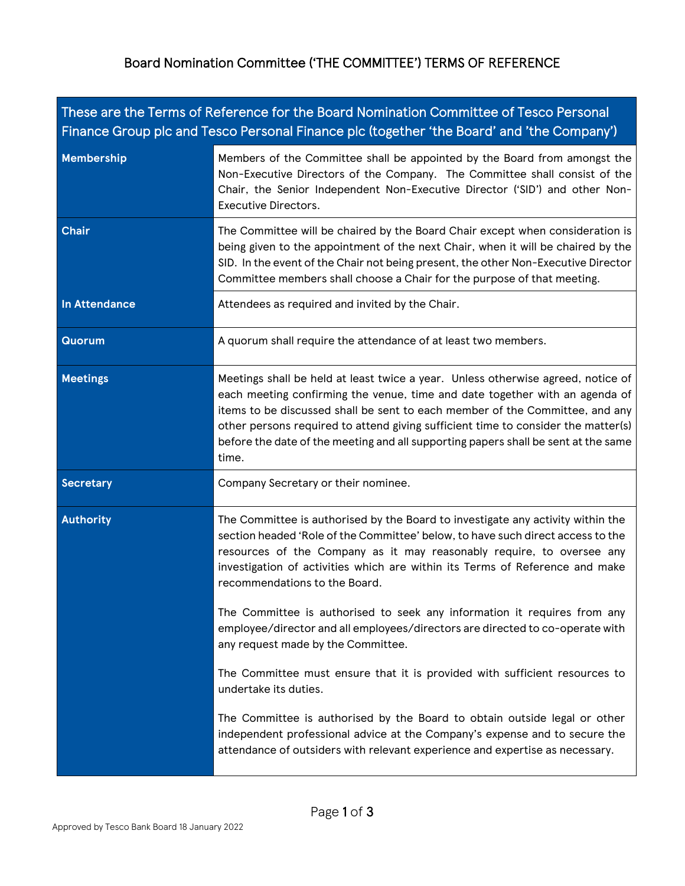# Board Nomination Committee ('THE COMMITTEE') TERMS OF REFERENCE

| These are the Terms of Reference for the Board Nomination Committee of Tesco Personal Finance Group plc and Tesco Personal Finance plc (together 'the Board' and 'the Company') | |
|---|---|
| **Membership** | Members of the Committee shall be appointed by the Board from amongst the Non-Executive Directors of the Company. The Committee shall consist of the Chair, the Senior Independent Non-Executive Director ('SID') and other Non-Executive Directors. |
| **Chair** | The Committee will be chaired by the Board Chair except when consideration is being given to the appointment of the next Chair, when it will be chaired by the SID. In the event of the Chair not being present, the other Non-Executive Director Committee members shall choose a Chair for the purpose of that meeting. |
| **In Attendance** | Attendees as required and invited by the Chair. |
| **Quorum** | A quorum shall require the attendance of at least two members. |
| **Meetings** | Meetings shall be held at least twice a year. Unless otherwise agreed, notice of each meeting confirming the venue, time and date together with an agenda of items to be discussed shall be sent to each member of the Committee, and any other persons required to attend giving sufficient time to consider the matter(s) before the date of the meeting and all supporting papers shall be sent at the same time. |
| **Secretary** | Company Secretary or their nominee. |
| **Authority** | The Committee is authorised by the Board to investigate any activity within the section headed 'Role of the Committee' below, to have such direct access to the resources of the Company as it may reasonably require, to oversee any investigation of activities which are within its Terms of Reference and make recommendations to the Board.<br><br>The Committee is authorised to seek any information it requires from any employee/director and all employees/directors are directed to co-operate with any request made by the Committee.<br><br>The Committee must ensure that it is provided with sufficient resources to undertake its duties.<br><br>The Committee is authorised by the Board to obtain outside legal or other independent professional advice at the Company's expense and to secure the attendance of outsiders with relevant experience and expertise as necessary. |

Approved by Tesco Bank Board 18 January 2022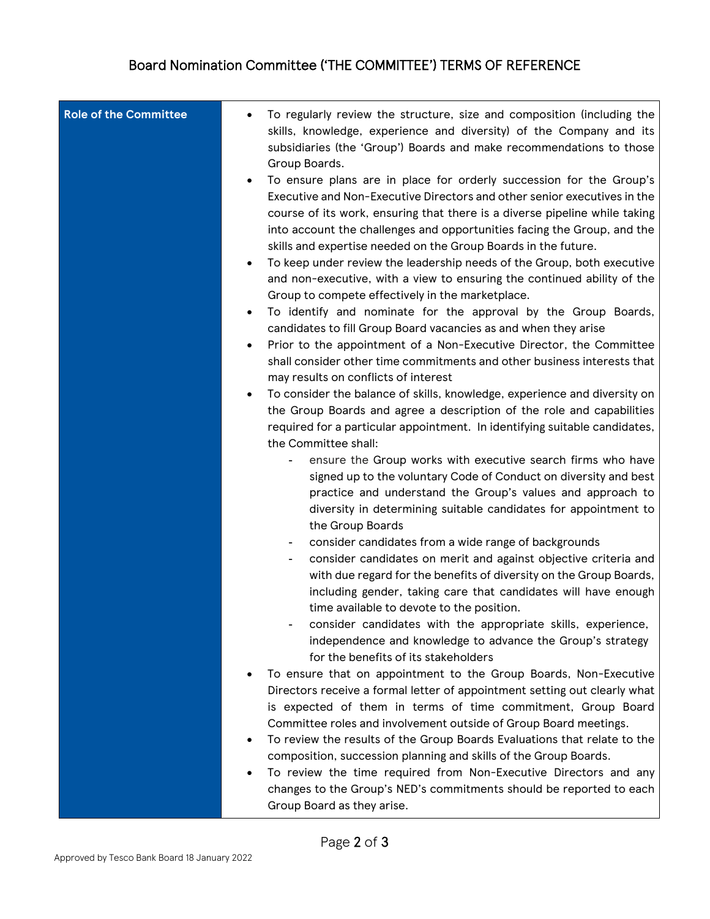## Board Nomination Committee ('THE COMMITTEE') TERMS OF REFERENCE

**Role of the Committee**

- To regularly review the structure, size and composition (including the skills, knowledge, experience and diversity) of the Company and its subsidiaries (the 'Group') Boards and make recommendations to those Group Boards.
- To ensure plans are in place for orderly succession for the Group's Executive and Non-Executive Directors and other senior executives in the course of its work, ensuring that there is a diverse pipeline while taking into account the challenges and opportunities facing the Group, and the skills and expertise needed on the Group Boards in the future.
- To keep under review the leadership needs of the Group, both executive and non-executive, with a view to ensuring the continued ability of the Group to compete effectively in the marketplace.
- To identify and nominate for the approval by the Group Boards, candidates to fill Group Board vacancies as and when they arise
- Prior to the appointment of a Non-Executive Director, the Committee shall consider other time commitments and other business interests that may results on conflicts of interest
- To consider the balance of skills, knowledge, experience and diversity on the Group Boards and agree a description of the role and capabilities required for a particular appointment. In identifying suitable candidates, the Committee shall:
  - ensure the Group works with executive search firms who have signed up to the voluntary Code of Conduct on diversity and best practice and understand the Group's values and approach to diversity in determining suitable candidates for appointment to the Group Boards
  - consider candidates from a wide range of backgrounds
  - consider candidates on merit and against objective criteria and with due regard for the benefits of diversity on the Group Boards, including gender, taking care that candidates will have enough time available to devote to the position.
  - consider candidates with the appropriate skills, experience, independence and knowledge to advance the Group's strategy for the benefits of its stakeholders
- To ensure that on appointment to the Group Boards, Non-Executive Directors receive a formal letter of appointment setting out clearly what is expected of them in terms of time commitment, Group Board Committee roles and involvement outside of Group Board meetings.
- To review the results of the Group Boards Evaluations that relate to the composition, succession planning and skills of the Group Boards.
- To review the time required from Non-Executive Directors and any changes to the Group's NED's commitments should be reported to each Group Board as they arise.

Approved by Tesco Bank Board 18 January 2022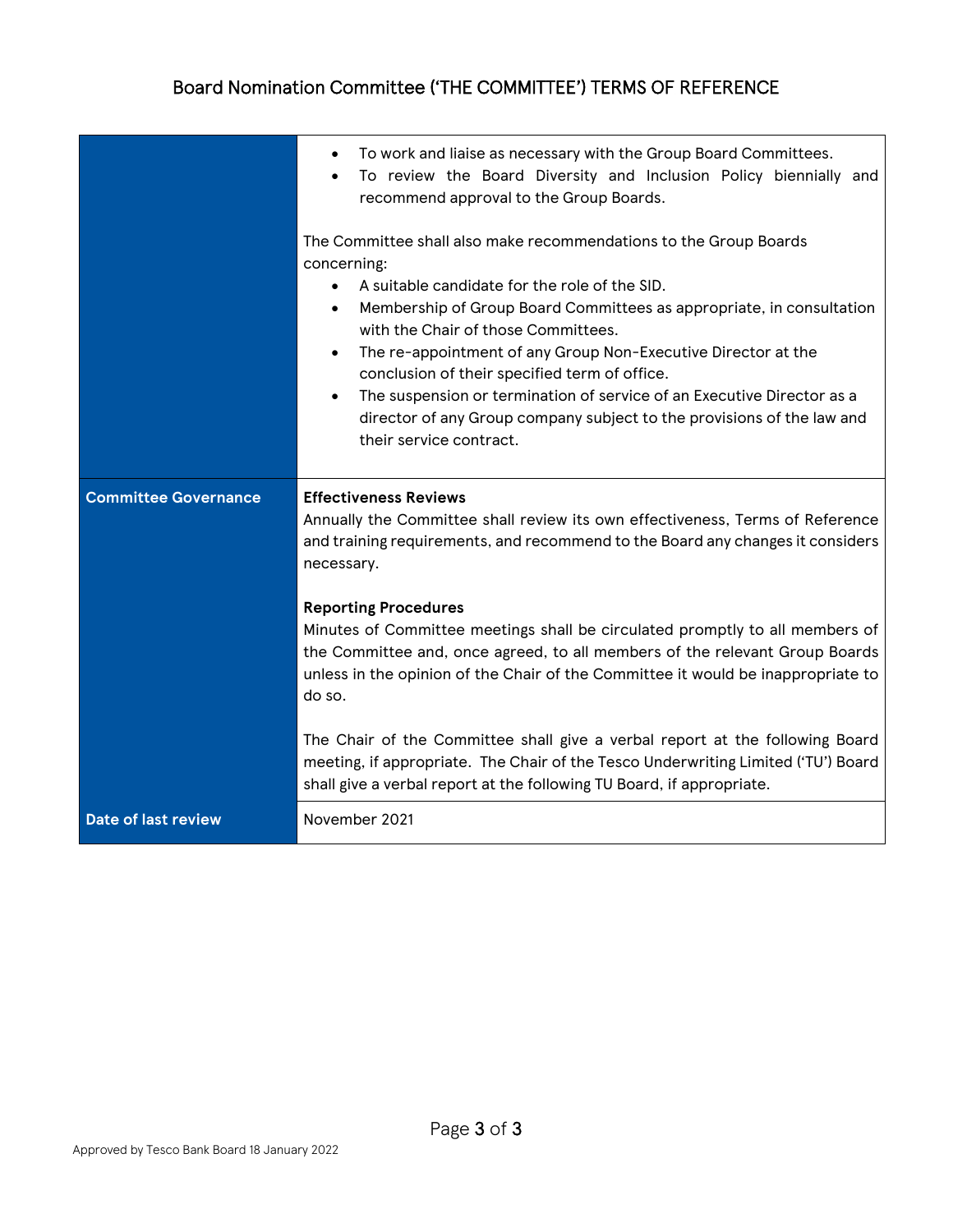# Board Nomination Committee ('THE COMMITTEE') TERMS OF REFERENCE

| | |
|---|---|
| | • To work and liaise as necessary with the Group Board Committees.<br>• To review the Board Diversity and Inclusion Policy biennially and recommend approval to the Group Boards.<br><br>The Committee shall also make recommendations to the Group Boards concerning:<br>• A suitable candidate for the role of the SID.<br>• Membership of Group Board Committees as appropriate, in consultation with the Chair of those Committees.<br>• The re-appointment of any Group Non-Executive Director at the conclusion of their specified term of office.<br>• The suspension or termination of service of an Executive Director as a director of any Group company subject to the provisions of the law and their service contract. |
| **Committee Governance** | **Effectiveness Reviews**<br>Annually the Committee shall review its own effectiveness, Terms of Reference and training requirements, and recommend to the Board any changes it considers necessary.<br><br>**Reporting Procedures**<br>Minutes of Committee meetings shall be circulated promptly to all members of the Committee and, once agreed, to all members of the relevant Group Boards unless in the opinion of the Chair of the Committee it would be inappropriate to do so.<br><br>The Chair of the Committee shall give a verbal report at the following Board meeting, if appropriate. The Chair of the Tesco Underwriting Limited ('TU') Board shall give a verbal report at the following TU Board, if appropriate. |
| **Date of last review** | November 2021 |

Approved by Tesco Bank Board 18 January 2022